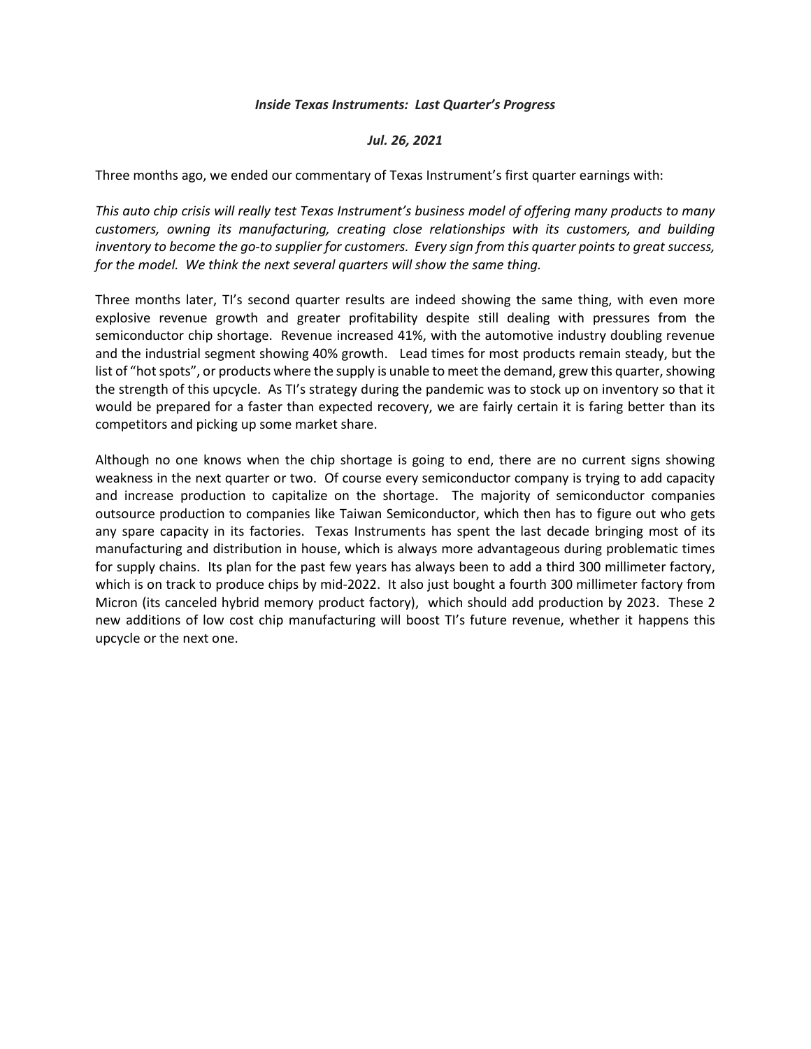***Inside Texas Instruments: Last Quarter's Progress***

***Jul. 26, 2021***

Three months ago, we ended our commentary of Texas Instrument's first quarter earnings with:

*This auto chip crisis will really test Texas Instrument's business model of offering many products to many customers, owning its manufacturing, creating close relationships with its customers, and building inventory to become the go-to supplier for customers. Every sign from this quarter points to great success, for the model. We think the next several quarters will show the same thing.*

Three months later, TI's second quarter results are indeed showing the same thing, with even more explosive revenue growth and greater profitability despite still dealing with pressures from the semiconductor chip shortage. Revenue increased 41%, with the automotive industry doubling revenue and the industrial segment showing 40% growth. Lead times for most products remain steady, but the list of "hot spots", or products where the supply is unable to meet the demand, grew this quarter, showing the strength of this upcycle. As TI's strategy during the pandemic was to stock up on inventory so that it would be prepared for a faster than expected recovery, we are fairly certain it is faring better than its competitors and picking up some market share.

Although no one knows when the chip shortage is going to end, there are no current signs showing weakness in the next quarter or two. Of course every semiconductor company is trying to add capacity and increase production to capitalize on the shortage. The majority of semiconductor companies outsource production to companies like Taiwan Semiconductor, which then has to figure out who gets any spare capacity in its factories. Texas Instruments has spent the last decade bringing most of its manufacturing and distribution in house, which is always more advantageous during problematic times for supply chains. Its plan for the past few years has always been to add a third 300 millimeter factory, which is on track to produce chips by mid-2022. It also just bought a fourth 300 millimeter factory from Micron (its canceled hybrid memory product factory), which should add production by 2023. These 2 new additions of low cost chip manufacturing will boost TI's future revenue, whether it happens this upcycle or the next one.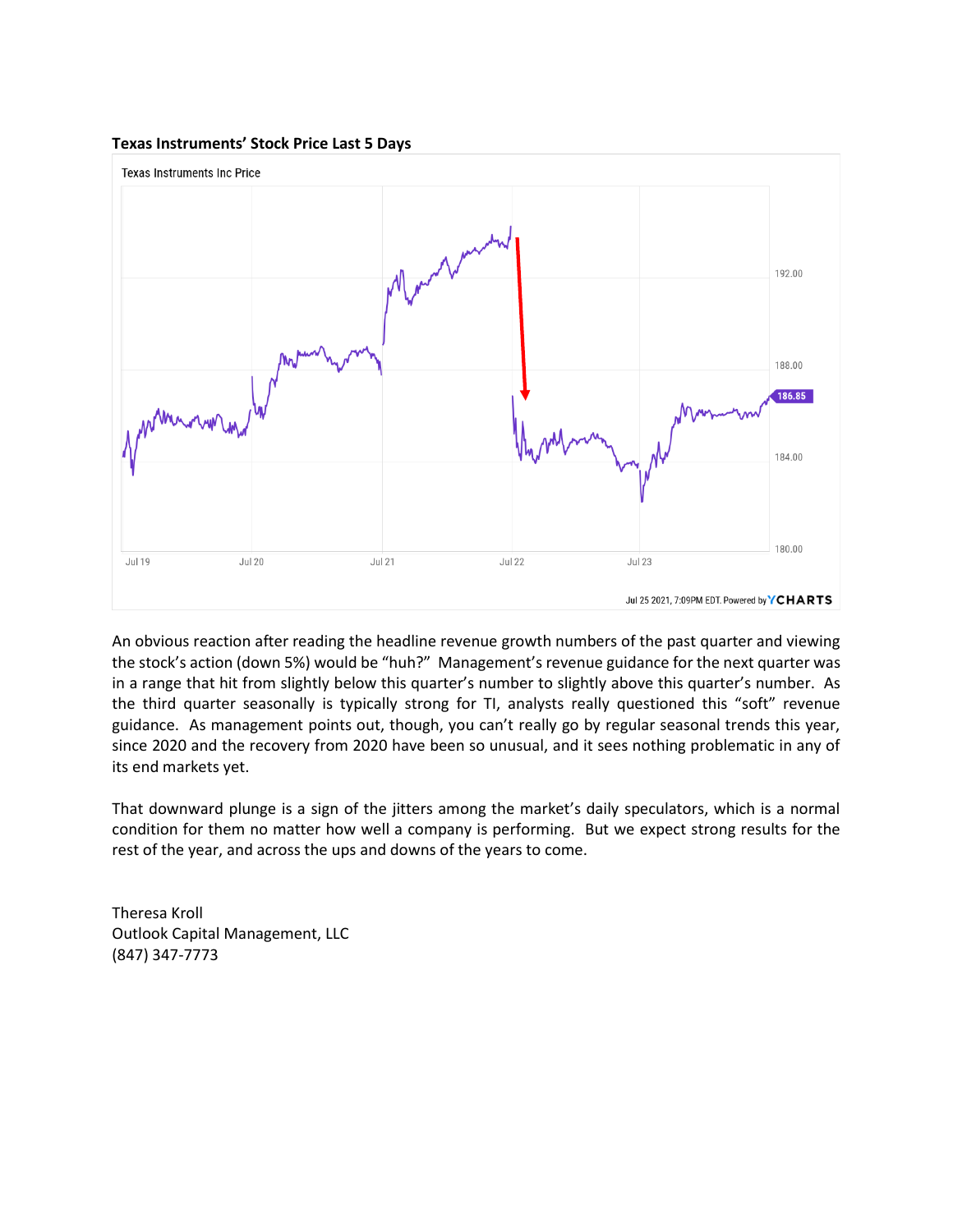**Texas Instruments' Stock Price Last 5 Days**

Texas Instruments Inc Price

192.00
188.00
186.85
184.00
180.00

Jul 19
Jul 20
Jul 21
Jul 22
Jul 23

Jul 25 2021, 7:09PM EDT. Powered by YCHARTS

An obvious reaction after reading the headline revenue growth numbers of the past quarter and viewing the stock's action (down 5%) would be "huh?" Management's revenue guidance for the next quarter was in a range that hit from slightly below this quarter's number to slightly above this quarter's number. As the third quarter seasonally is typically strong for TI, analysts really questioned this "soft" revenue guidance. As management points out, though, you can't really go by regular seasonal trends this year, since 2020 and the recovery from 2020 have been so unusual, and it sees nothing problematic in any of its end markets yet.

That downward plunge is a sign of the jitters among the market's daily speculators, which is a normal condition for them no matter how well a company is performing. But we expect strong results for the rest of the year, and across the ups and downs of the years to come.

Theresa Kroll
Outlook Capital Management, LLC
(847) 347-7773